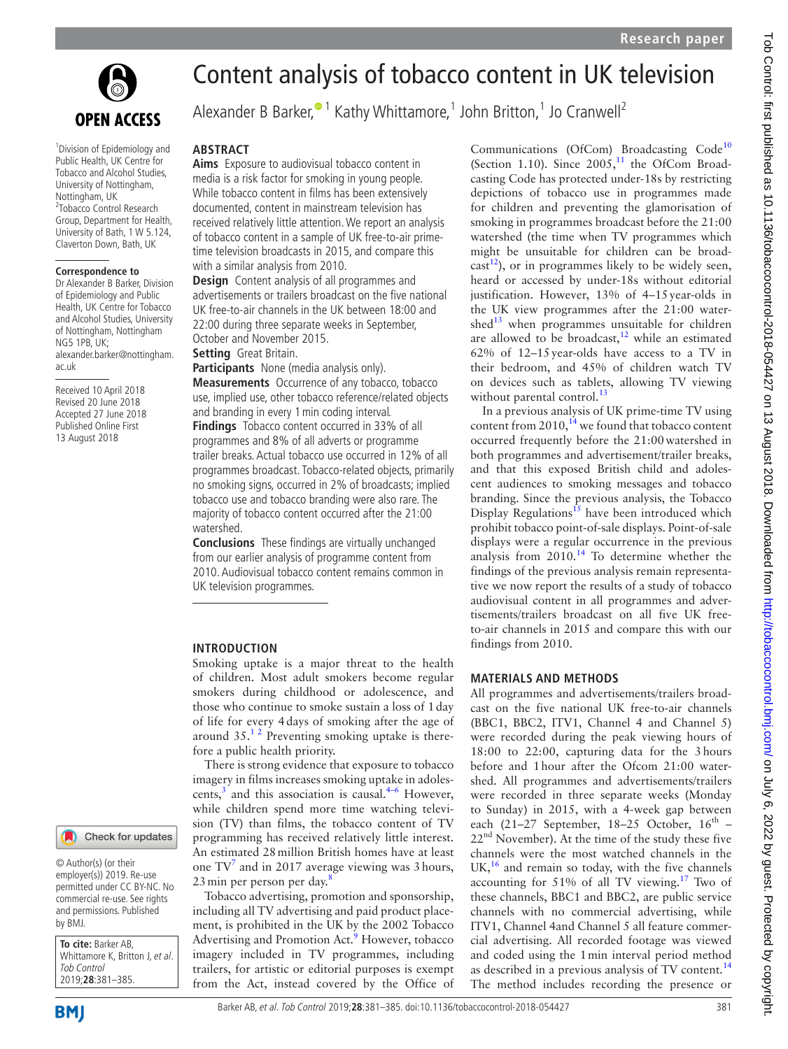# Content analysis of tobacco content in UK television

Alexander B Barker,[1] Kathy Whittamore,[1] John Britton,[1] Jo Cranwell[2]

[1]Division of Epidemiology and Public Health, UK Centre for Tobacco and Alcohol Studies, University of Nottingham, Nottingham, UK
[2]Tobacco Control Research Group, Department for Health, University of Bath, 1 W 5.124, Claverton Down, Bath, UK

**Correspondence to**
Dr Alexander B Barker, Division of Epidemiology and Public Health, UK Centre for Tobacco and Alcohol Studies, University of Nottingham, Nottingham NG5 1PB, UK; alexander.barker@nottingham.ac.uk

Received 10 April 2018
Revised 20 June 2018
Accepted 27 June 2018
Published Online First 13 August 2018

## ABSTRACT

**Aims** Exposure to audiovisual tobacco content in media is a risk factor for smoking in young people. While tobacco content in films has been extensively documented, content in mainstream television has received relatively little attention. We report an analysis of tobacco content in a sample of UK free-to-air prime-time television broadcasts in 2015, and compare this with a similar analysis from 2010.

**Design** Content analysis of all programmes and advertisements or trailers broadcast on the five national UK free-to-air channels in the UK between 18:00 and 22:00 during three separate weeks in September, October and November 2015.

**Setting** Great Britain.

**Participants** None (media analysis only).

**Measurements** Occurrence of any tobacco, tobacco use, implied use, other tobacco reference/related objects and branding in every 1 min coding interval.

**Findings** Tobacco content occurred in 33% of all programmes and 8% of all adverts or programme trailer breaks. Actual tobacco use occurred in 12% of all programmes broadcast. Tobacco-related objects, primarily no smoking signs, occurred in 2% of broadcasts; implied tobacco use and tobacco branding were also rare. The majority of tobacco content occurred after the 21:00 watershed.

**Conclusions** These findings are virtually unchanged from our earlier analysis of programme content from 2010. Audiovisual tobacco content remains common in UK television programmes.

## INTRODUCTION

Smoking uptake is a major threat to the health of children. Most adult smokers become regular smokers during childhood or adolescence, and those who continue to smoke sustain a loss of 1 day of life for every 4 days of smoking after the age of around 35.[1 2] Preventing smoking uptake is therefore a public health priority.

There is strong evidence that exposure to tobacco imagery in films increases smoking uptake in adolescents,[3] and this association is causal.[4–6] However, while children spend more time watching television (TV) than films, the tobacco content of TV programming has received relatively little interest. An estimated 28 million British homes have at least one TV[7] and in 2017 average viewing was 3 hours, 23 min per person per day.[8]

Tobacco advertising, promotion and sponsorship, including all TV advertising and paid product placement, is prohibited in the UK by the 2002 Tobacco Advertising and Promotion Act.[9] However, tobacco imagery included in TV programmes, including trailers, for artistic or editorial purposes is exempt from the Act, instead covered by the Office of Communications (OfCom) Broadcasting Code[10] (Section 1.10). Since 2005,[11] the OfCom Broadcasting Code has protected under-18s by restricting depictions of tobacco use in programmes made for children and preventing the glamorisation of smoking in programmes broadcast before the 21:00 watershed (the time when TV programmes which might be unsuitable for children can be broadcast[12]), or in programmes likely to be widely seen, heard or accessed by under-18s without editorial justification. However, 13% of 4–15 year-olds in the UK view programmes after the 21:00 watershed[13] when programmes unsuitable for children are allowed to be broadcast,[12] while an estimated 62% of 12–15 year-olds have access to a TV in their bedroom, and 45% of children watch TV on devices such as tablets, allowing TV viewing without parental control.[13]

In a previous analysis of UK prime-time TV using content from 2010,[14] we found that tobacco content occurred frequently before the 21:00 watershed in both programmes and advertisement/trailer breaks, and that this exposed British child and adolescent audiences to smoking messages and tobacco branding. Since the previous analysis, the Tobacco Display Regulations[15] have been introduced which prohibit tobacco point-of-sale displays. Point-of-sale displays were a regular occurrence in the previous analysis from 2010.[14] To determine whether the findings of the previous analysis remain representative we now report the results of a study of tobacco audiovisual content in all programmes and advertisements/trailers broadcast on all five UK free-to-air channels in 2015 and compare this with our findings from 2010.

## MATERIALS AND METHODS

All programmes and advertisements/trailers broadcast on the five national UK free-to-air channels (BBC1, BBC2, ITV1, Channel 4 and Channel 5) were recorded during the peak viewing hours of 18:00 to 22:00, capturing data for the 3 hours before and 1 hour after the Ofcom 21:00 watershed. All programmes and advertisements/trailers were recorded in three separate weeks (Monday to Sunday) in 2015, with a 4-week gap between each (21–27 September, 18–25 October, 16th – 22nd November). At the time of the study these five channels were the most watched channels in the UK,[16] and remain so today, with the five channels accounting for 51% of all TV viewing.[17] Two of these channels, BBC1 and BBC2, are public service channels with no commercial advertising, while ITV1, Channel 4and Channel 5 all feature commercial advertising. All recorded footage was viewed and coded using the 1 min interval period method as described in a previous analysis of TV content.[14] The method includes recording the presence or

© Author(s) (or their employer(s)) 2019. Re-use permitted under CC BY-NC. No commercial re-use. See rights and permissions. Published by BMJ.

**To cite:** Barker AB, Whittamore K, Britton J, *et al*. *Tob Control* 2019;**28**:381–385.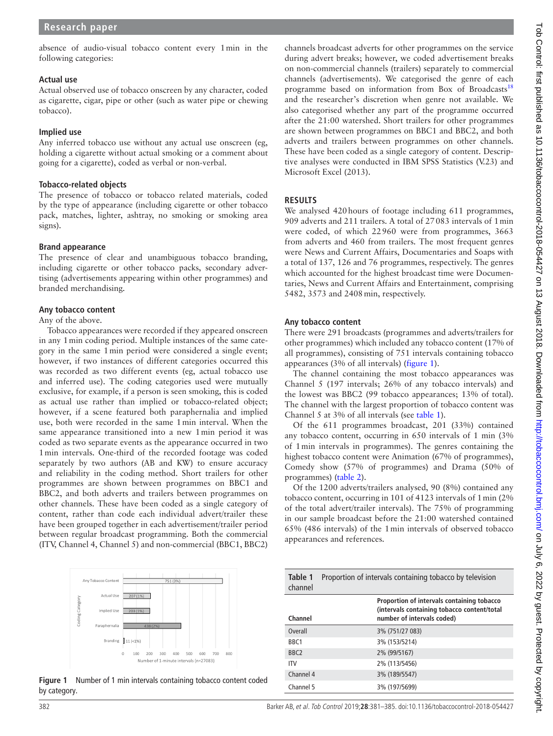absence of audio-visual tobacco content every 1 min in the following categories:

### Actual use

Actual observed use of tobacco onscreen by any character, coded as cigarette, cigar, pipe or other (such as water pipe or chewing tobacco).

### Implied use

Any inferred tobacco use without any actual use onscreen (eg, holding a cigarette without actual smoking or a comment about going for a cigarette), coded as verbal or non-verbal.

### Tobacco-related objects

The presence of tobacco or tobacco related materials, coded by the type of appearance (including cigarette or other tobacco pack, matches, lighter, ashtray, no smoking or smoking area signs).

### Brand appearance

The presence of clear and unambiguous tobacco branding, including cigarette or other tobacco packs, secondary advertising (advertisements appearing within other programmes) and branded merchandising.

### Any tobacco content

Any of the above.

Tobacco appearances were recorded if they appeared onscreen in any 1 min coding period. Multiple instances of the same category in the same 1 min period were considered a single event; however, if two instances of different categories occurred this was recorded as two different events (eg, actual tobacco use and inferred use). The coding categories used were mutually exclusive, for example, if a person is seen smoking, this is coded as actual use rather than implied or tobacco-related object; however, if a scene featured both paraphernalia and implied use, both were recorded in the same 1 min interval. When the same appearance transitioned into a new 1 min period it was coded as two separate events as the appearance occurred in two 1 min intervals. One-third of the recorded footage was coded separately by two authors (AB and KW) to ensure accuracy and reliability in the coding method. Short trailers for other programmes are shown between programmes on BBC1 and BBC2, and both adverts and trailers between programmes on other channels. These have been coded as a single category of content, rather than code each individual advert/trailer these have been grouped together in each advertisement/trailer period between regular broadcast programming. Both the commercial (ITV, Channel 4, Channel 5) and non-commercial (BBC1, BBC2) channels broadcast adverts for other programmes on the service during advert breaks; however, we coded advertisement breaks on non-commercial channels (trailers) separately to commercial channels (advertisements). We categorised the genre of each programme based on information from Box of Broadcasts[18] and the researcher's discretion when genre not available. We also categorised whether any part of the programme occurred after the 21:00 watershed. Short trailers for other programmes are shown between programmes on BBC1 and BBC2, and both adverts and trailers between programmes on other channels. These have been coded as a single category of content. Descriptive analyses were conducted in IBM SPSS Statistics (V.23) and Microsoft Excel (2013).

## RESULTS

We analysed 420 hours of footage including 611 programmes, 909 adverts and 211 trailers. A total of 27 083 intervals of 1 min were coded, of which 22 960 were from programmes, 3663 from adverts and 460 from trailers. The most frequent genres were News and Current Affairs, Documentaries and Soaps with a total of 137, 126 and 76 programmes, respectively. The genres which accounted for the highest broadcast time were Documentaries, News and Current Affairs and Entertainment, comprising 5482, 3573 and 2408 min, respectively.

### Any tobacco content

There were 291 broadcasts (programmes and adverts/trailers for other programmes) which included any tobacco content (17% of all programmes), consisting of 751 intervals containing tobacco appearances (3% of all intervals) (figure 1).

The channel containing the most tobacco appearances was Channel 5 (197 intervals; 26% of any tobacco intervals) and the lowest was BBC2 (99 tobacco appearances; 13% of total). The channel with the largest proportion of tobacco content was Channel 5 at 3% of all intervals (see table 1).

Of the 611 programmes broadcast, 201 (33%) contained any tobacco content, occurring in 650 intervals of 1 min (3% of 1 min intervals in programmes). The genres containing the highest tobacco content were Animation (67% of programmes), Comedy show (57% of programmes) and Drama (50% of programmes) (table 2).

Of the 1200 adverts/trailers analysed, 90 (8%) contained any tobacco content, occurring in 101 of 4123 intervals of 1 min (2% of the total advert/trailer intervals). The 75% of programming in our sample broadcast before the 21:00 watershed contained 65% (486 intervals) of the 1 min intervals of observed tobacco appearances and references.

Figure 1 Number of 1 min intervals containing tobacco content coded by category.

**Table 1** Proportion of intervals containing tobacco by television channel

| Channel | Proportion of intervals containing tobacco (intervals containing tobacco content/total number of intervals coded) |
|---|---|
| Overall | 3% (751/27 083) |
| BBC1 | 3% (153/5214) |
| BBC2 | 2% (99/5167) |
| ITV | 2% (113/5456) |
| Channel 4 | 3% (189/5547) |
| Channel 5 | 3% (197/5699) |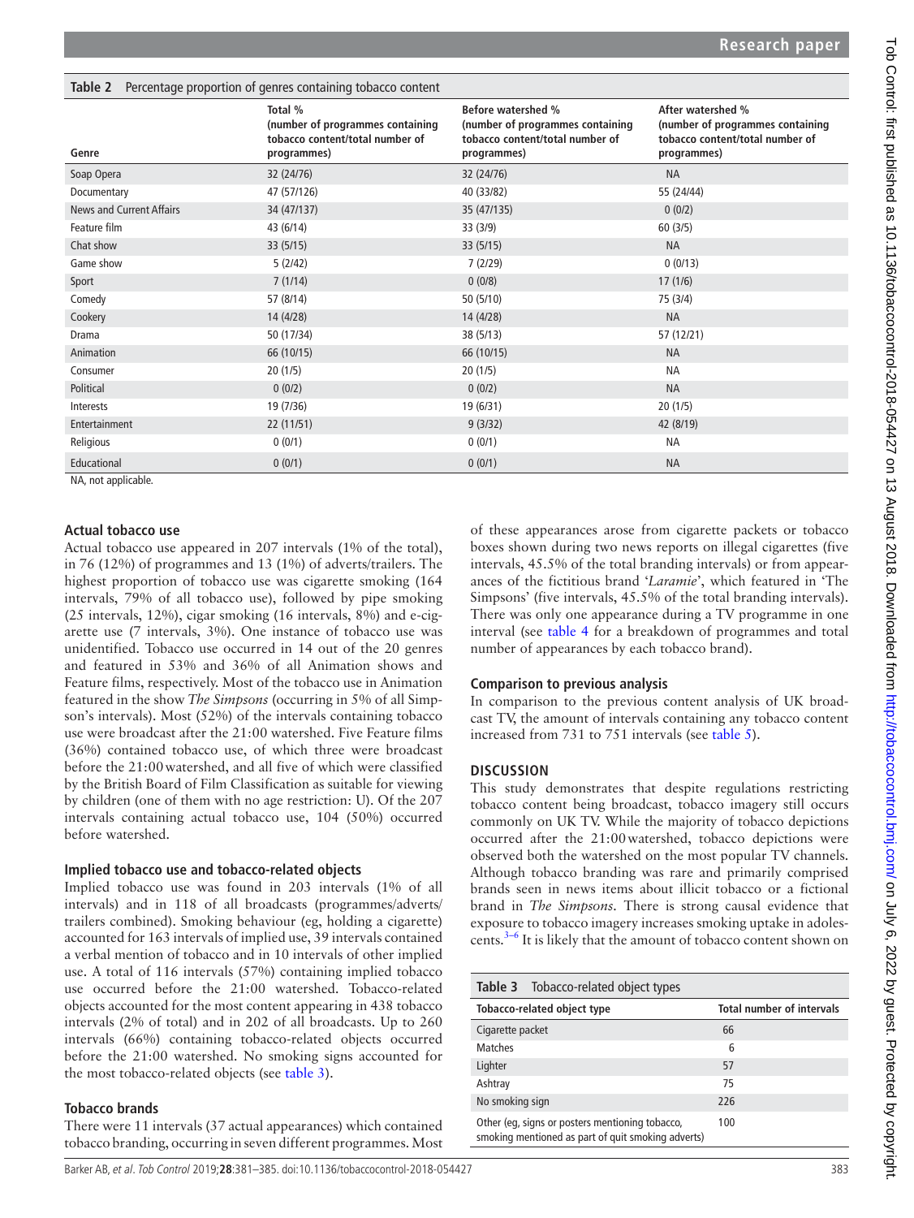**Table 2** Percentage proportion of genres containing tobacco content

| Genre | Total % (number of programmes containing tobacco content/total number of programmes) | Before watershed % (number of programmes containing tobacco content/total number of programmes) | After watershed % (number of programmes containing tobacco content/total number of programmes) |
|---|---|---|---|
| Soap Opera | 32 (24/76) | 32 (24/76) | NA |
| Documentary | 47 (57/126) | 40 (33/82) | 55 (24/44) |
| News and Current Affairs | 34 (47/137) | 35 (47/135) | 0 (0/2) |
| Feature film | 43 (6/14) | 33 (3/9) | 60 (3/5) |
| Chat show | 33 (5/15) | 33 (5/15) | NA |
| Game show | 5 (2/42) | 7 (2/29) | 0 (0/13) |
| Sport | 7 (1/14) | 0 (0/8) | 17 (1/6) |
| Comedy | 57 (8/14) | 50 (5/10) | 75 (3/4) |
| Cookery | 14 (4/28) | 14 (4/28) | NA |
| Drama | 50 (17/34) | 38 (5/13) | 57 (12/21) |
| Animation | 66 (10/15) | 66 (10/15) | NA |
| Consumer | 20 (1/5) | 20 (1/5) | NA |
| Political | 0 (0/2) | 0 (0/2) | NA |
| Interests | 19 (7/36) | 19 (6/31) | 20 (1/5) |
| Entertainment | 22 (11/51) | 9 (3/32) | 42 (8/19) |
| Religious | 0 (0/1) | 0 (0/1) | NA |
| Educational | 0 (0/1) | 0 (0/1) | NA |

NA, not applicable.

### Actual tobacco use

Actual tobacco use appeared in 207 intervals (1% of the total), in 76 (12%) of programmes and 13 (1%) of adverts/trailers. The highest proportion of tobacco use was cigarette smoking (164 intervals, 79% of all tobacco use), followed by pipe smoking (25 intervals, 12%), cigar smoking (16 intervals, 8%) and e-cigarette use (7 intervals, 3%). One instance of tobacco use was unidentified. Tobacco use occurred in 14 out of the 20 genres and featured in 53% and 36% of all Animation shows and Feature films, respectively. Most of the tobacco use in Animation featured in the show *The Simpsons* (occurring in 5% of all Simpson's intervals). Most (52%) of the intervals containing tobacco use were broadcast after the 21:00 watershed. Five Feature films (36%) contained tobacco use, of which three were broadcast before the 21:00 watershed, and all five of which were classified by the British Board of Film Classification as suitable for viewing by children (one of them with no age restriction: U). Of the 207 intervals containing actual tobacco use, 104 (50%) occurred before watershed.

### Implied tobacco use and tobacco-related objects

Implied tobacco use was found in 203 intervals (1% of all intervals) and in 118 of all broadcasts (programmes/adverts/trailers combined). Smoking behaviour (eg, holding a cigarette) accounted for 163 intervals of implied use, 39 intervals contained a verbal mention of tobacco and in 10 intervals of other implied use. A total of 116 intervals (57%) containing implied tobacco use occurred before the 21:00 watershed. Tobacco-related objects accounted for the most content appearing in 438 tobacco intervals (2% of total) and in 202 of all broadcasts. Up to 260 intervals (66%) containing tobacco-related objects occurred before the 21:00 watershed. No smoking signs accounted for the most tobacco-related objects (see table 3).

### Tobacco brands

There were 11 intervals (37 actual appearances) which contained tobacco branding, occurring in seven different programmes. Most of these appearances arose from cigarette packets or tobacco boxes shown during two news reports on illegal cigarettes (five intervals, 45.5% of the total branding intervals) or from appearances of the fictitious brand '*Laramie*', which featured in 'The Simpsons' (five intervals, 45.5% of the total branding intervals). There was only one appearance during a TV programme in one interval (see table 4 for a breakdown of programmes and total number of appearances by each tobacco brand).

### Comparison to previous analysis

In comparison to the previous content analysis of UK broadcast TV, the amount of intervals containing any tobacco content increased from 731 to 751 intervals (see table 5).

## DISCUSSION

This study demonstrates that despite regulations restricting tobacco content being broadcast, tobacco imagery still occurs commonly on UK TV. While the majority of tobacco depictions occurred after the 21:00 watershed, tobacco depictions were observed both the watershed on the most popular TV channels. Although tobacco branding was rare and primarily comprised brands seen in news items about illicit tobacco or a fictional brand in *The Simpsons*. There is strong causal evidence that exposure to tobacco imagery increases smoking uptake in adolescents.[3–6] It is likely that the amount of tobacco content shown on

**Table 3** Tobacco-related object types

| Tobacco-related object type | Total number of intervals |
|---|---|
| Cigarette packet | 66 |
| Matches | 6 |
| Lighter | 57 |
| Ashtray | 75 |
| No smoking sign | 226 |
| Other (eg, signs or posters mentioning tobacco, smoking mentioned as part of quit smoking adverts) | 100 |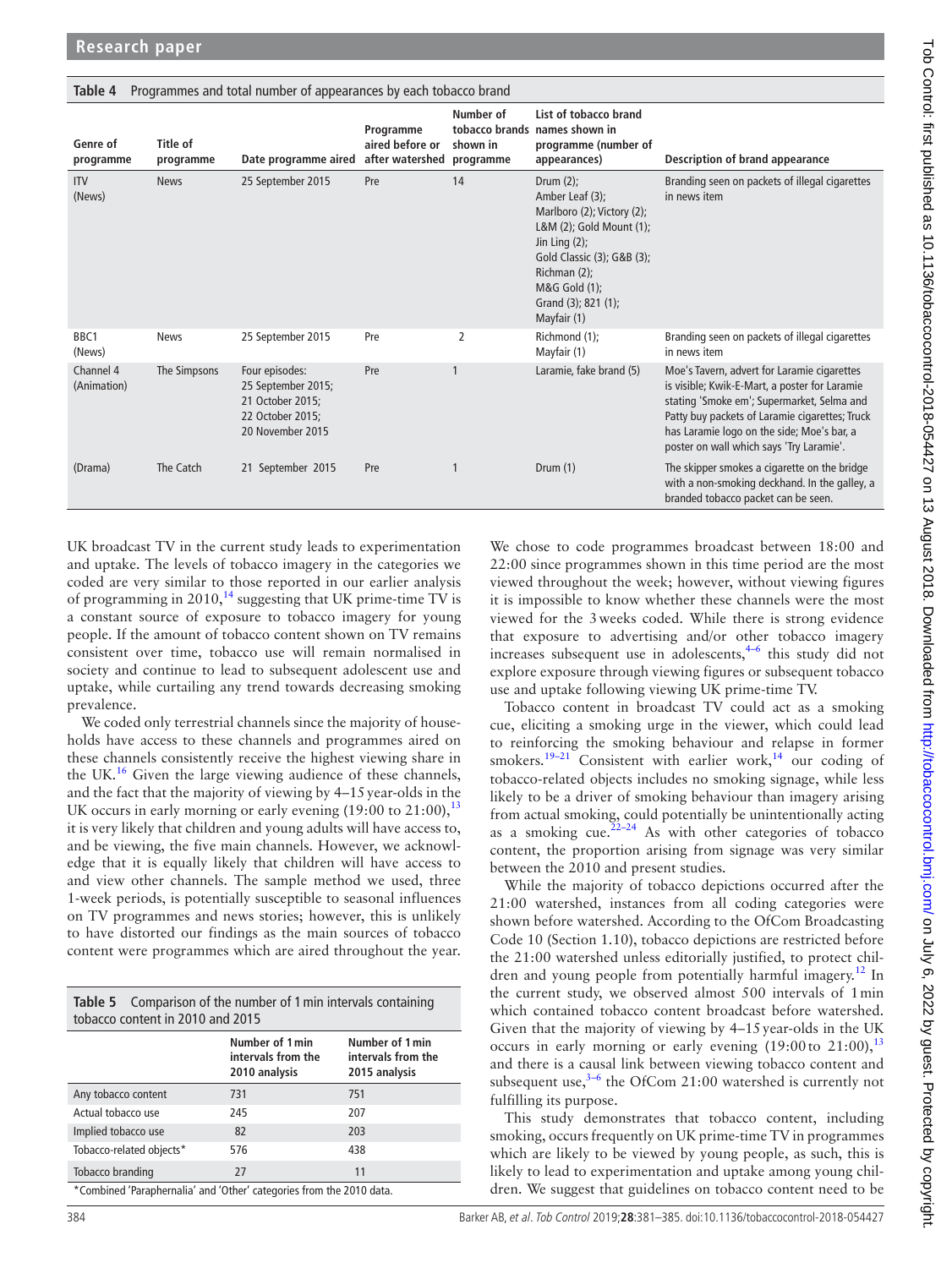**Table 4** Programmes and total number of appearances by each tobacco brand

| Genre of programme | Title of programme | Date programme aired | Programme aired before or after watershed | Number of tobacco brands shown in programme | List of tobacco brand names shown in programme (number of appearances) | Description of brand appearance |
|---|---|---|---|---|---|---|
| ITV (News) | News | 25 September 2015 | Pre | 14 | Drum (2); Amber Leaf (3); Marlboro (2); Victory (2); L&M (2); Gold Mount (1); Jin Ling (2); Gold Classic (3); G&B (3); Richman (2); M&G Gold (1); Grand (3); 821 (1); Mayfair (1) | Branding seen on packets of illegal cigarettes in news item |
| BBC1 (News) | News | 25 September 2015 | Pre | 2 | Richmond (1); Mayfair (1) | Branding seen on packets of illegal cigarettes in news item |
| Channel 4 (Animation) | The Simpsons | Four episodes: 25 September 2015; 21 October 2015; 22 October 2015; 20 November 2015 | Pre | 1 | Laramie, fake brand (5) | Moe's Tavern, advert for Laramie cigarettes is visible; Kwik-E-Mart, a poster for Laramie stating 'Smoke em'; Supermarket, Selma and Patty buy packets of Laramie cigarettes; Truck has Laramie logo on the side; Moe's bar, a poster on wall which says 'Try Laramie'. |
| (Drama) | The Catch | 21 September 2015 | Pre | 1 | Drum (1) | The skipper smokes a cigarette on the bridge with a non-smoking deckhand. In the galley, a branded tobacco packet can be seen. |

UK broadcast TV in the current study leads to experimentation and uptake. The levels of tobacco imagery in the categories we coded are very similar to those reported in our earlier analysis of programming in 2010,[14] suggesting that UK prime-time TV is a constant source of exposure to tobacco imagery for young people. If the amount of tobacco content shown on TV remains consistent over time, tobacco use will remain normalised in society and continue to lead to subsequent adolescent use and uptake, while curtailing any trend towards decreasing smoking prevalence.

We coded only terrestrial channels since the majority of households have access to these channels and programmes aired on these channels consistently receive the highest viewing share in the UK.[16] Given the large viewing audience of these channels, and the fact that the majority of viewing by 4–15 year-olds in the UK occurs in early morning or early evening (19:00 to 21:00),[13] it is very likely that children and young adults will have access to, and be viewing, the five main channels. However, we acknowledge that it is equally likely that children will have access to and view other channels. The sample method we used, three 1-week periods, is potentially susceptible to seasonal influences on TV programmes and news stories; however, this is unlikely to have distorted our findings as the main sources of tobacco content were programmes which are aired throughout the year.

**Table 5** Comparison of the number of 1 min intervals containing tobacco content in 2010 and 2015

| | Number of 1 min intervals from the 2010 analysis | Number of 1 min intervals from the 2015 analysis |
|---|---|---|
| Any tobacco content | 731 | 751 |
| Actual tobacco use | 245 | 207 |
| Implied tobacco use | 82 | 203 |
| Tobacco-related objects* | 576 | 438 |
| Tobacco branding | 27 | 11 |

*Combined 'Paraphernalia' and 'Other' categories from the 2010 data.

We chose to code programmes broadcast between 18:00 and 22:00 since programmes shown in this time period are the most viewed throughout the week; however, without viewing figures it is impossible to know whether these channels were the most viewed for the 3 weeks coded. While there is strong evidence that exposure to advertising and/or other tobacco imagery increases subsequent use in adolescents,[4–6] this study did not explore exposure through viewing figures or subsequent tobacco use and uptake following viewing UK prime-time TV.

Tobacco content in broadcast TV could act as a smoking cue, eliciting a smoking urge in the viewer, which could lead to reinforcing the smoking behaviour and relapse in former smokers.[19–21] Consistent with earlier work,[14] our coding of tobacco-related objects includes no smoking signage, while less likely to be a driver of smoking behaviour than imagery arising from actual smoking, could potentially be unintentionally acting as a smoking cue.[22–24] As with other categories of tobacco content, the proportion arising from signage was very similar between the 2010 and present studies.

While the majority of tobacco depictions occurred after the 21:00 watershed, instances from all coding categories were shown before watershed. According to the OfCom Broadcasting Code 10 (Section 1.10), tobacco depictions are restricted before the 21:00 watershed unless editorially justified, to protect children and young people from potentially harmful imagery.[12] In the current study, we observed almost 500 intervals of 1 min which contained tobacco content broadcast before watershed. Given that the majority of viewing by 4–15 year-olds in the UK occurs in early morning or early evening (19:00 to 21:00),[13] and there is a causal link between viewing tobacco content and subsequent use,[3–6] the OfCom 21:00 watershed is currently not fulfilling its purpose.

This study demonstrates that tobacco content, including smoking, occurs frequently on UK prime-time TV in programmes which are likely to be viewed by young people, as such, this is likely to lead to experimentation and uptake among young children. We suggest that guidelines on tobacco content need to be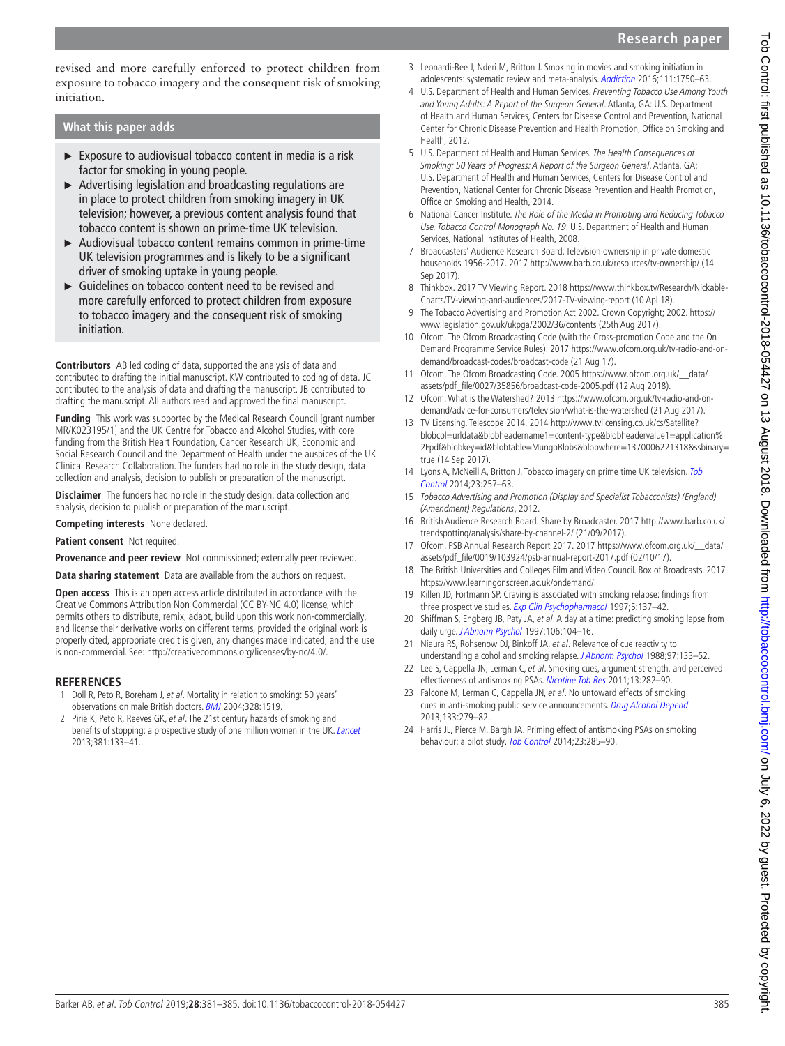revised and more carefully enforced to protect children from exposure to tobacco imagery and the consequent risk of smoking initiation.

## What this paper adds

- Exposure to audiovisual tobacco content in media is a risk factor for smoking in young people.
- Advertising legislation and broadcasting regulations are in place to protect children from smoking imagery in UK television; however, a previous content analysis found that tobacco content is shown on prime-time UK television.
- Audiovisual tobacco content remains common in prime-time UK television programmes and is likely to be a significant driver of smoking uptake in young people.
- Guidelines on tobacco content need to be revised and more carefully enforced to protect children from exposure to tobacco imagery and the consequent risk of smoking initiation.

**Contributors** AB led coding of data, supported the analysis of data and contributed to drafting the initial manuscript. KW contributed to coding of data. JC contributed to the analysis of data and drafting the manuscript. JB contributed to drafting the manuscript. All authors read and approved the final manuscript.

**Funding** This work was supported by the Medical Research Council [grant number MR/K023195/1] and the UK Centre for Tobacco and Alcohol Studies, with core funding from the British Heart Foundation, Cancer Research UK, Economic and Social Research Council and the Department of Health under the auspices of the UK Clinical Research Collaboration. The funders had no role in the study design, data collection and analysis, decision to publish or preparation of the manuscript.

**Disclaimer** The funders had no role in the study design, data collection and analysis, decision to publish or preparation of the manuscript.

**Competing interests** None declared.

**Patient consent** Not required.

**Provenance and peer review** Not commissioned; externally peer reviewed.

**Data sharing statement** Data are available from the authors on request.

**Open access** This is an open access article distributed in accordance with the Creative Commons Attribution Non Commercial (CC BY-NC 4.0) license, which permits others to distribute, remix, adapt, build upon this work non-commercially, and license their derivative works on different terms, provided the original work is properly cited, appropriate credit is given, any changes made indicated, and the use is non-commercial. See: http://creativecommons.org/licenses/by-nc/4.0/.

## REFERENCES

1. Doll R, Peto R, Boreham J, *et al*. Mortality in relation to smoking: 50 years' observations on male British doctors. *BMJ* 2004;328:1519.
2. Pirie K, Peto R, Reeves GK, *et al*. The 21st century hazards of smoking and benefits of stopping: a prospective study of one million women in the UK. *Lancet* 2013;381:133–41.
3. Leonardi-Bee J, Nderi M, Britton J. Smoking in movies and smoking initiation in adolescents: systematic review and meta-analysis. *Addiction* 2016;111:1750–63.
4. U.S. Department of Health and Human Services. *Preventing Tobacco Use Among Youth and Young Adults: A Report of the Surgeon General*. Atlanta, GA: U.S. Department of Health and Human Services, Centers for Disease Control and Prevention, National Center for Chronic Disease Prevention and Health Promotion, Office on Smoking and Health, 2012.
5. U.S. Department of Health and Human Services. *The Health Consequences of Smoking: 50 Years of Progress: A Report of the Surgeon General*. Atlanta, GA: U.S. Department of Health and Human Services, Centers for Disease Control and Prevention, National Center for Chronic Disease Prevention and Health Promotion, Office on Smoking and Health, 2014.
6. National Cancer Institute. *The Role of the Media in Promoting and Reducing Tobacco Use. Tobacco Control Monograph No. 19*: U.S. Department of Health and Human Services, National Institutes of Health, 2008.
7. Broadcasters' Audience Research Board. Television ownership in private domestic households 1956-2017. 2017 http://www.barb.co.uk/resources/tv-ownership/ (14 Sep 2017).
8. Thinkbox. 2017 TV Viewing Report. 2018 https://www.thinkbox.tv/Research/Nickable-Charts/TV-viewing-and-audiences/2017-TV-viewing-report (10 Apl 18).
9. The Tobacco Advertising and Promotion Act 2002. Crown Copyright; 2002. https://www.legislation.gov.uk/ukpga/2002/36/contents (25th Aug 2017).
10. Ofcom. The Ofcom Broadcasting Code (with the Cross-promotion Code and the On Demand Programme Service Rules). 2017 https://www.ofcom.org.uk/tv-radio-and-on-demand/broadcast-codes/broadcast-code (21 Aug 17).
11. Ofcom. The Ofcom Broadcasting Code. 2005 https://www.ofcom.org.uk/__data/assets/pdf_file/0027/35856/broadcast-code-2005.pdf (12 Aug 2018).
12. Ofcom. What is the Watershed? 2013 https://www.ofcom.org.uk/tv-radio-and-on-demand/advice-for-consumers/television/what-is-the-watershed (21 Aug 2017).
13. TV Licensing. Telescope 2014. 2014 http://www.tvlicensing.co.uk/cs/Satellite?blobcol=urldata&blobheadername1=content-type&blobheadervalue1=application%2Fpdf&blobkey=id&blobtable=MungoBlobs&blobwhere=1370006221318&ssbinary=true (14 Sep 2017).
14. Lyons A, McNeill A, Britton J. Tobacco imagery on prime time UK television. *Tob Control* 2014;23:257–63.
15. *Tobacco Advertising and Promotion (Display and Specialist Tobacconists) (England) (Amendment) Regulations*, 2012.
16. British Audience Research Board. Share by Broadcaster. 2017 http://www.barb.co.uk/trendspotting/analysis/share-by-channel-2/ (21/09/2017).
17. Ofcom. PSB Annual Research Report 2017. 2017 https://www.ofcom.org.uk/__data/assets/pdf_file/0019/103924/psb-annual-report-2017.pdf (02/10/17).
18. The British Universities and Colleges Film and Video Council. Box of Broadcasts. 2017 https://www.learningonscreen.ac.uk/ondemand/.
19. Killen JD, Fortmann SP. Craving is associated with smoking relapse: findings from three prospective studies. *Exp Clin Psychopharmacol* 1997;5:137–42.
20. Shiffman S, Engberg JB, Paty JA, *et al*. A day at a time: predicting smoking lapse from daily urge. *J Abnorm Psychol* 1997;106:104–16.
21. Niaura RS, Rohsenow DJ, Binkoff JA, *et al*. Relevance of cue reactivity to understanding alcohol and smoking relapse. *J Abnorm Psychol* 1988;97:133–52.
22. Lee S, Cappella JN, Lerman C, *et al*. Smoking cues, argument strength, and perceived effectiveness of antismoking PSAs. *Nicotine Tob Res* 2011;13:282–90.
23. Falcone M, Lerman C, Cappella JN, *et al*. No untoward effects of smoking cues in anti-smoking public service announcements. *Drug Alcohol Depend* 2013;133:279–82.
24. Harris JL, Pierce M, Bargh JA. Priming effect of antismoking PSAs on smoking behaviour: a pilot study. *Tob Control* 2014;23:285–90.